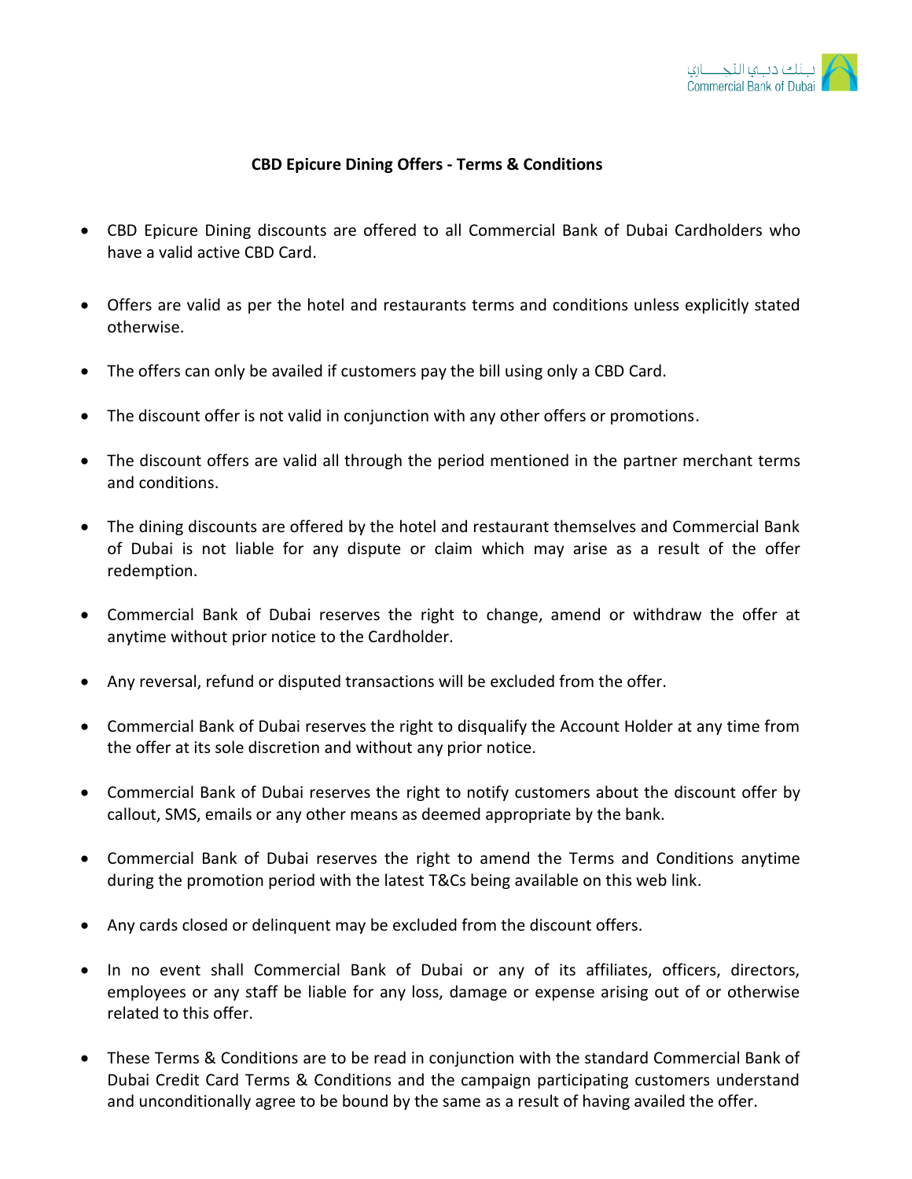# CBD Epicure Dining Offers - Terms & Conditions

- CBD Epicure Dining discounts are offered to all Commercial Bank of Dubai Cardholders who have a valid active CBD Card.
- Offers are valid as per the hotel and restaurants terms and conditions unless explicitly stated otherwise.
- The offers can only be availed if customers pay the bill using only a CBD Card.
- The discount offer is not valid in conjunction with any other offers or promotions.
- The discount offers are valid all through the period mentioned in the partner merchant terms and conditions.
- The dining discounts are offered by the hotel and restaurant themselves and Commercial Bank of Dubai is not liable for any dispute or claim which may arise as a result of the offer redemption.
- Commercial Bank of Dubai reserves the right to change, amend or withdraw the offer at anytime without prior notice to the Cardholder.
- Any reversal, refund or disputed transactions will be excluded from the offer.
- Commercial Bank of Dubai reserves the right to disqualify the Account Holder at any time from the offer at its sole discretion and without any prior notice.
- Commercial Bank of Dubai reserves the right to notify customers about the discount offer by callout, SMS, emails or any other means as deemed appropriate by the bank.
- Commercial Bank of Dubai reserves the right to amend the Terms and Conditions anytime during the promotion period with the latest T&Cs being available on this web link.
- Any cards closed or delinquent may be excluded from the discount offers.
- In no event shall Commercial Bank of Dubai or any of its affiliates, officers, directors, employees or any staff be liable for any loss, damage or expense arising out of or otherwise related to this offer.
- These Terms & Conditions are to be read in conjunction with the standard Commercial Bank of Dubai Credit Card Terms & Conditions and the campaign participating customers understand and unconditionally agree to be bound by the same as a result of having availed the offer.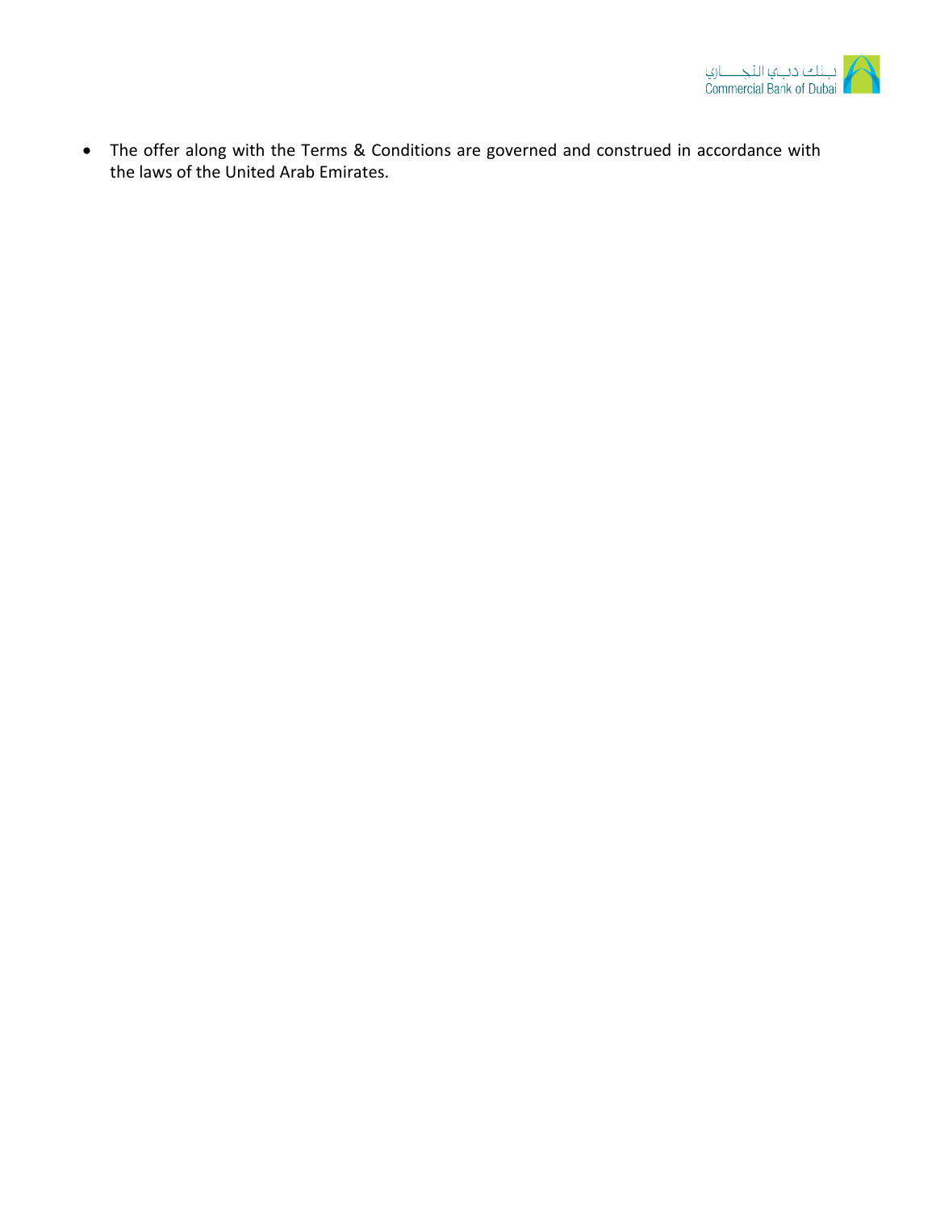- The offer along with the Terms & Conditions are governed and construed in accordance with the laws of the United Arab Emirates.